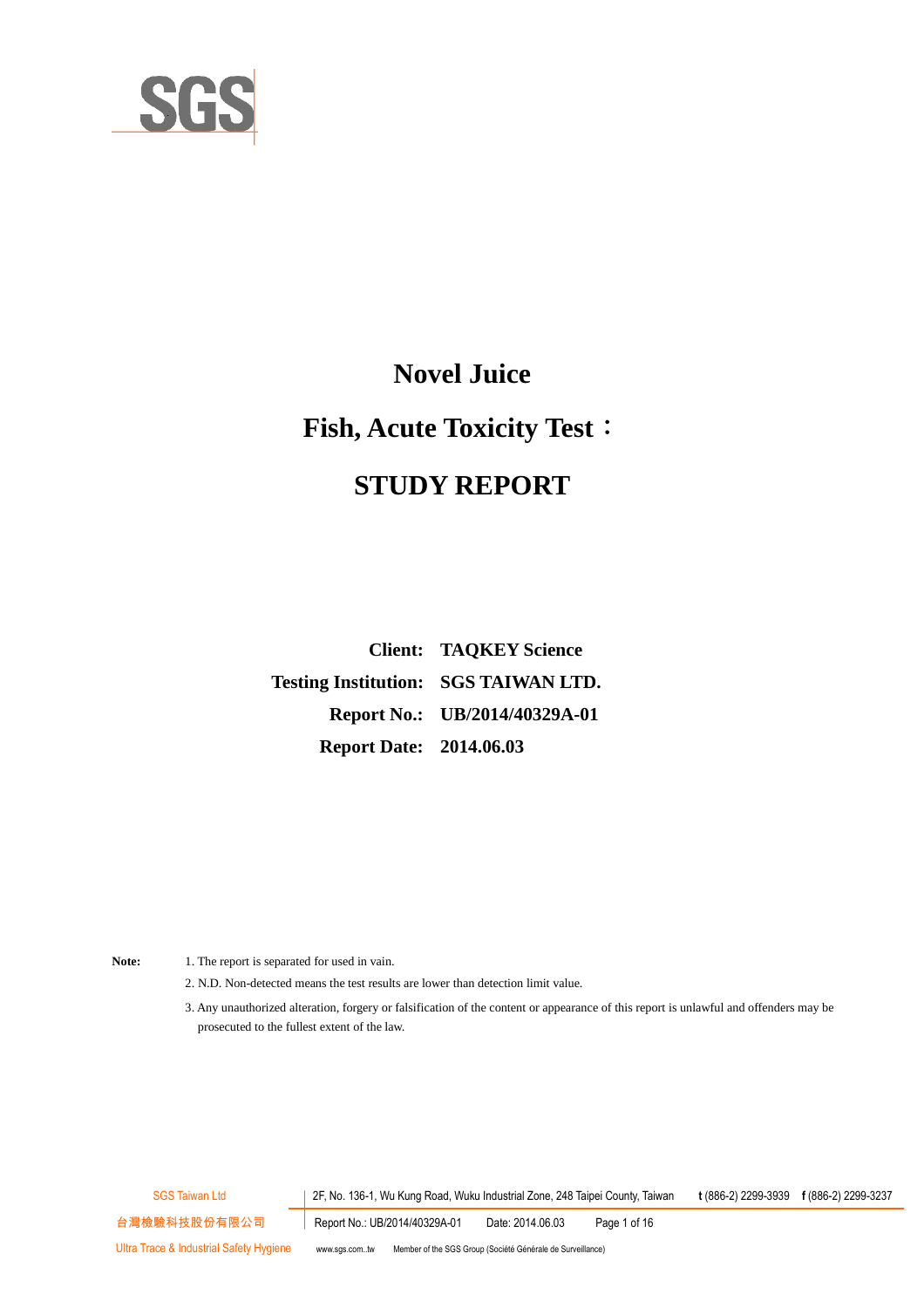# Novel Juice

# Fish, Acute Toxicity Test：

# STUDY REPORT

| | |
|---:|:---|
| **Client:** | **TAQKEY Science** |
| **Testing Institution:** | **SGS TAIWAN LTD.** |
| **Report No.:** | **UB/2014/40329A-01** |
| **Report Date:** | **2014.06.03** |

**Note:**

1. The report is separated for used in vain.
2. N.D. Non-detected means the test results are lower than detection limit value.
3. Any unauthorized alteration, forgery or falsification of the content or appearance of this report is unlawful and offenders may be prosecuted to the fullest extent of the law.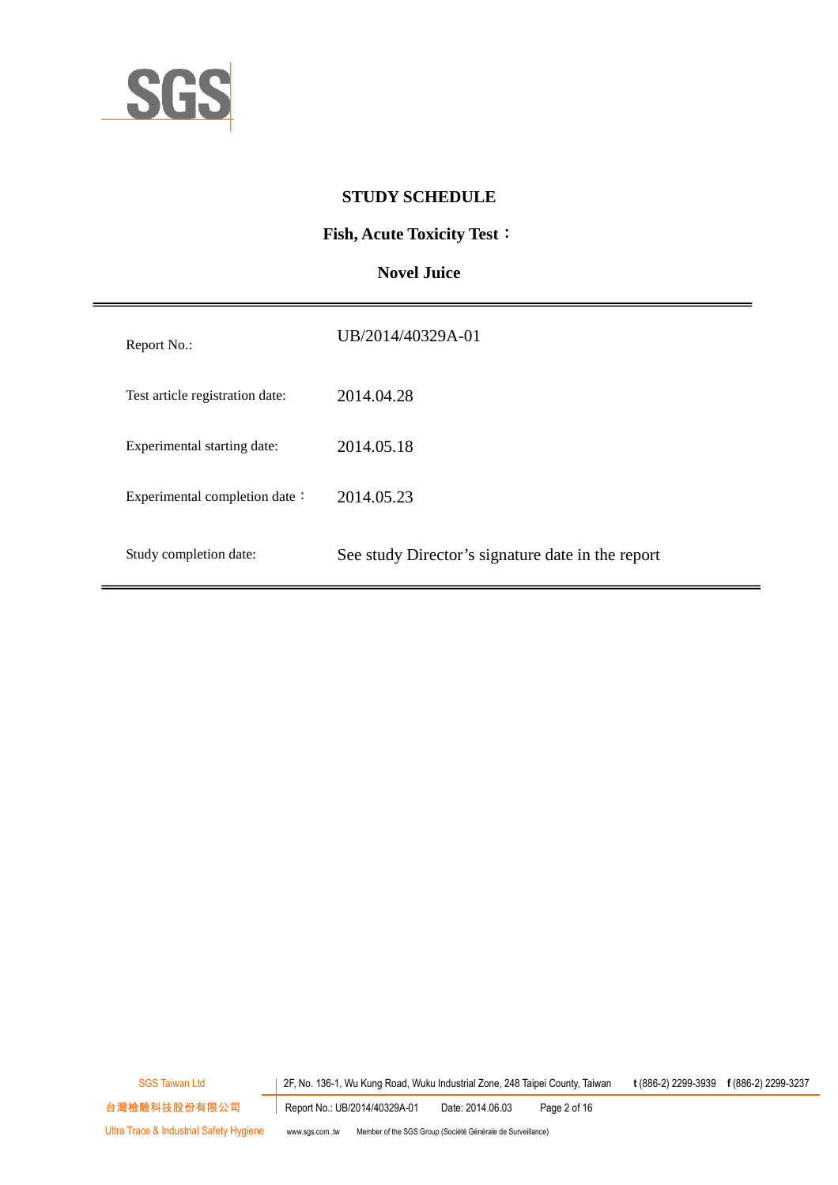# STUDY SCHEDULE

## Fish, Acute Toxicity Test：

## Novel Juice

| | |
|---|---|
| Report No.: | UB/2014/40329A-01 |
| Test article registration date: | 2014.04.28 |
| Experimental starting date: | 2014.05.18 |
| Experimental completion date： | 2014.05.23 |
| Study completion date: | See study Director's signature date in the report |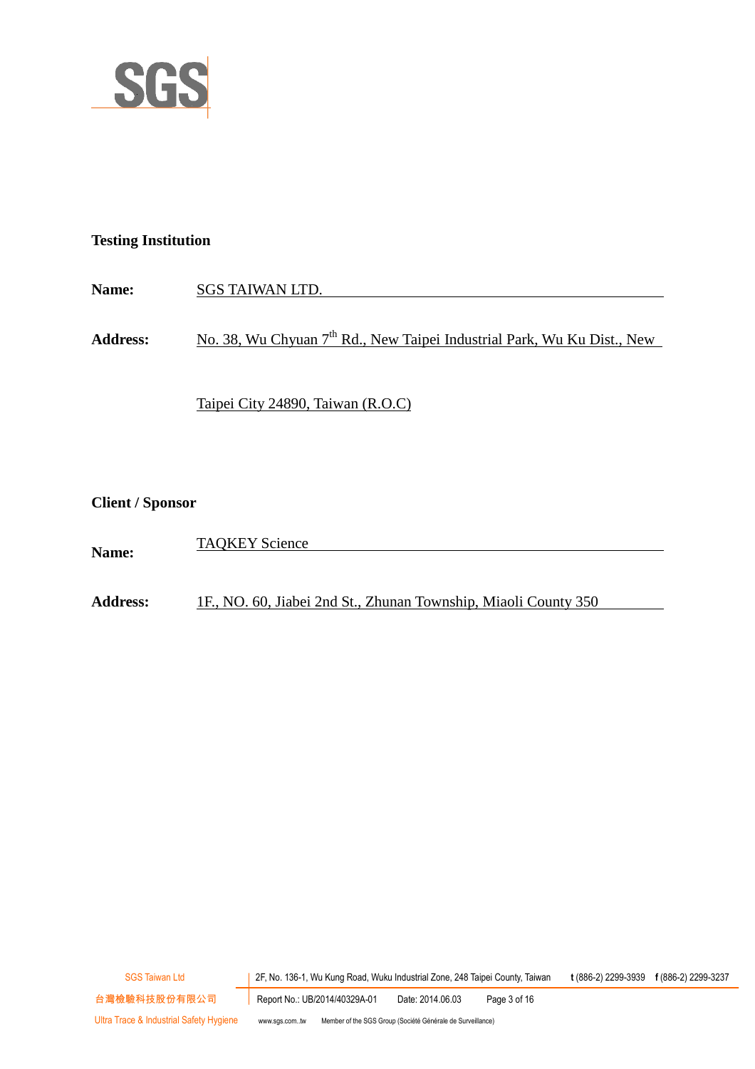**Testing Institution**

**Name:** SGS TAIWAN LTD.

**Address:** No. 38, Wu Chyuan 7th Rd., New Taipei Industrial Park, Wu Ku Dist., New Taipei City 24890, Taiwan (R.O.C)

**Client / Sponsor**

**Name:** TAQKEY Science

**Address:** 1F., NO. 60, Jiabei 2nd St., Zhunan Township, Miaoli County 350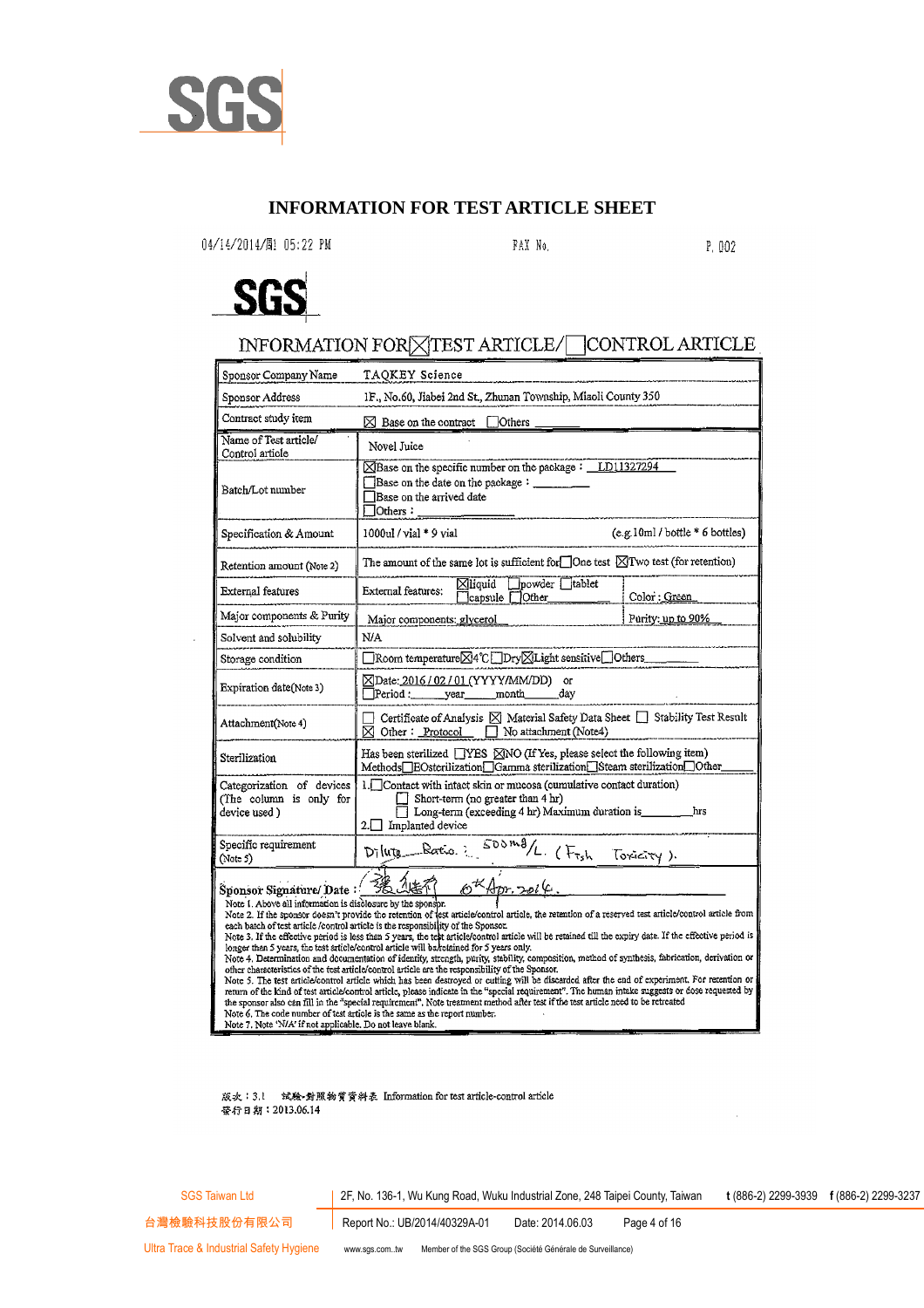SGS

# INFORMATION FOR TEST ARTICLE SHEET

04/14/2014/周一 05:22 PM FAX No. P. 002

SGS

## INFORMATION FOR ☒TEST ARTICLE/☐CONTROL ARTICLE

| | |
|---|---|
| Sponsor Company Name | TAQKEY Science |
| Sponsor Address | 1F., No.60, Jiabei 2nd St., Zhunan Township, Miaoli County 350 |
| Contract study item | ☒ Base on the contract ☐Others ____ |
| Name of Test article/ Control article | Novel Juice |
| Batch/Lot number | ☒Base on the specific number on the package : LD11327294<br>☐Base on the date on the package : ____<br>☐Base on the arrived date<br>☐Others : ____ |
| Specification & Amount | 1000ul / vial * 9 vial (e.g.10ml / bottle * 6 bottles) |
| Retention amount (Note 2) | The amount of the same lot is sufficient for☐One test ☒Two test (for retention) |
| External features | External features: ☒liquid ☐powder ☐tablet ☐capsule ☐Other Color : Green |
| Major components & Purity | Major components: glycerol Purity: up to 90% |
| Solvent and solubility | N/A |
| Storage condition | ☐Room temperature☒4℃☐Dry☒Light sensitive☐Others____ |
| Expiration date(Note 3) | ☒Date: 2016 / 02 / 01 (YYYY/MM/DD) or<br>☐Period : ____year____month____day |
| Attachment(Note 4) | ☐ Certificate of Analysis ☒ Material Safety Data Sheet ☐ Stability Test Result<br>☒ Other : Protocol ☐ No attachment (Note4) |
| Sterilization | Has been sterilized ☐YES ☒NO (If Yes, please select the following item)<br>Methods☐EOsterilization☐Gamma sterilization☐Steam sterilization☐Other____ |
| Categorization of devices (The column is only for device used ) | 1.☐Contact with intact skin or mucosa (cumulative contact duration)<br>☐ Short-term (no greater than 4 hr)<br>☐ Long-term (exceeding 4 hr) Maximum duration is____hrs<br>2.☐ Implanted device |
| Specific requirement (Note 5) | Dilute Ratio : 500mg/L. (Fish Toxicity). |

Sponsor Signature/ Date : 張維新 08th Apr. 2014.

Note 1. Above all information is disclosure by the sponsor.
Note 2. If the sponsor doesn't provide the retention of test article/control article, the retention of a reserved test article/control article from each batch of test article /control article is the responsibility of the Sponsor.
Note 3. If the effective period is less than 5 years, the test article/control article will be retained till the expiry date. If the effective period is longer than 5 years, the test article/control article will be retained for 5 years only.
Note 4. Determination and documentation of identity, strength, purity, stability, composition, method of synthesis, fabrication, derivation or other characteristics of the test article/control article are the responsibility of the Sponsor.
Note 5. The test article/control article which has been destroyed or cutting will be discarded after the end of experiment. For recention or return of the kind of test article/control article, please indicate in the "special requirement". The human intake suggests or dose requested by the sponsor also can fill in the "special requirement". Note treatment method after test if the test article need to be retreated.
Note 6. The code number of test article is the same as the report number.
Note 7. Note 'N/A' if not applicable. Do not leave blank.

版次：3.1 試驗-對照物質資料表 Information for test article-control article
發行日期：2013.06.14

SGS Taiwan Ltd | 2F, No. 136-1, Wu Kung Road, Wuku Industrial Zone, 248 Taipei County, Taiwan t (886-2) 2299-3939 f (886-2) 2299-3237
台灣檢驗科技股份有限公司 | Report No.: UB/2014/40329A-01 Date: 2014.06.03
Ultra Trace & Industrial Safety Hygiene | www.sgs.com.tw Member of the SGS Group (Société Générale de Surveillance)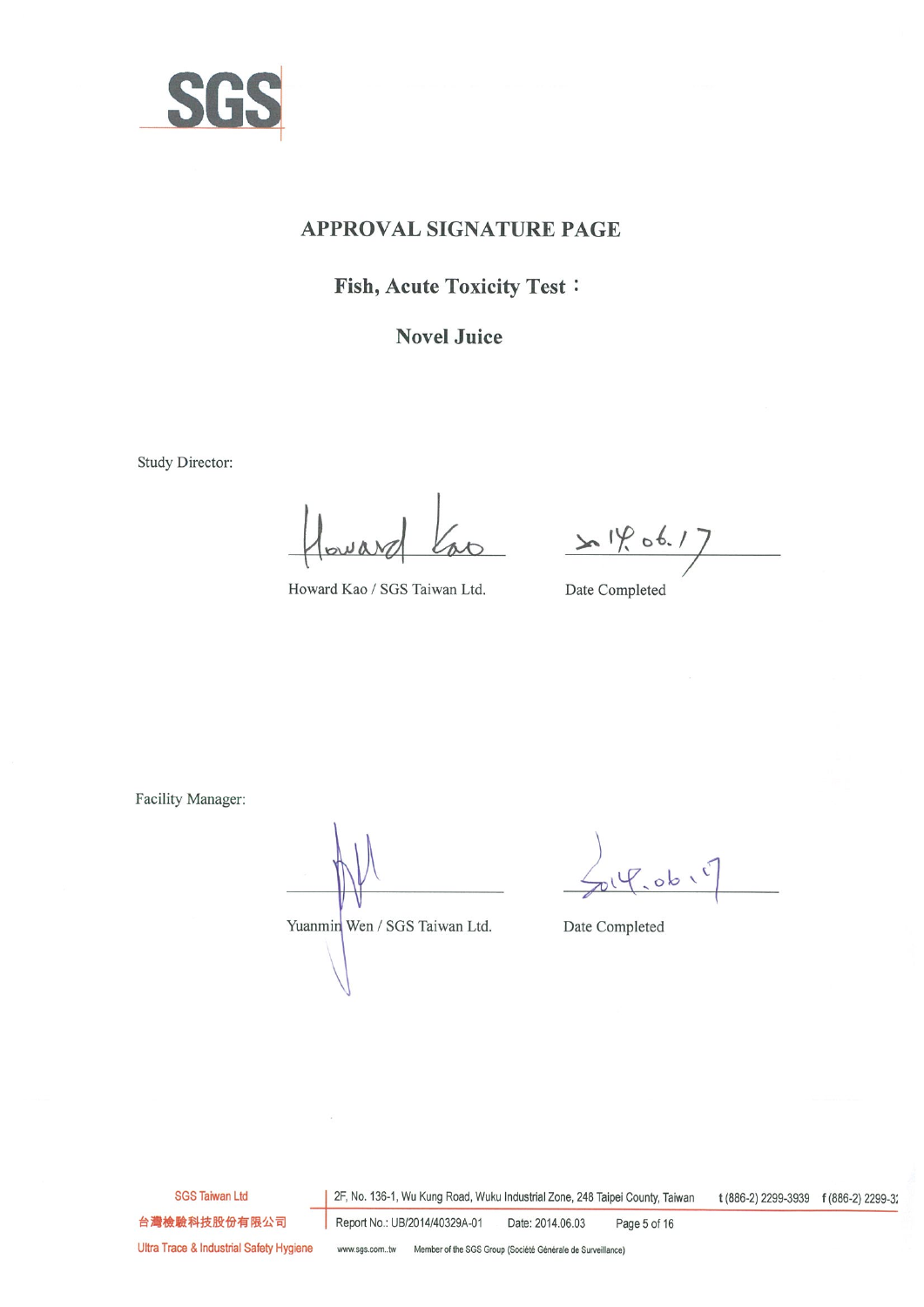# APPROVAL SIGNATURE PAGE

## Fish, Acute Toxicity Test：

## Novel Juice

Study Director:

Howard Kao / SGS Taiwan Ltd.　　　　2014.06.17
Date Completed

Facility Manager:

Yuanmin Wen / SGS Taiwan Ltd.　　　　2014.06.17
Date Completed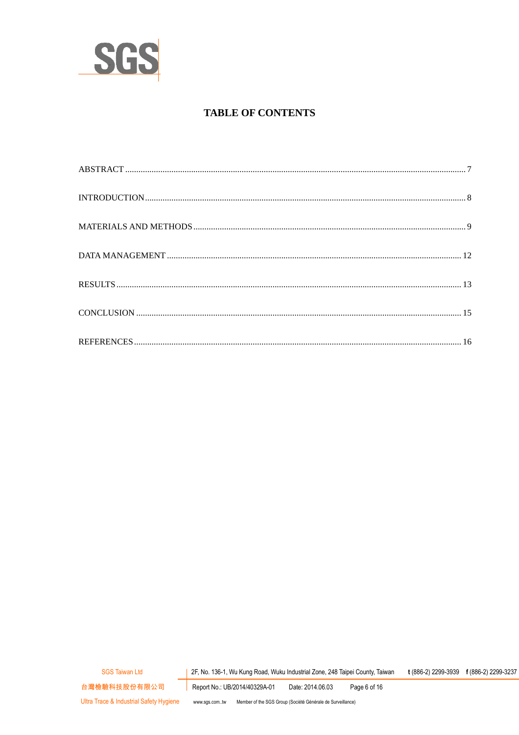# TABLE OF CONTENTS

ABSTRACT ........................................................................................................................................... 7

INTRODUCTION .................................................................................................................................. 8

MATERIALS AND METHODS ........................................................................................................... 9

DATA MANAGEMENT ..................................................................................................................... 12

RESULTS ............................................................................................................................................ 13

CONCLUSION ................................................................................................................................... 15

REFERENCES .................................................................................................................................... 16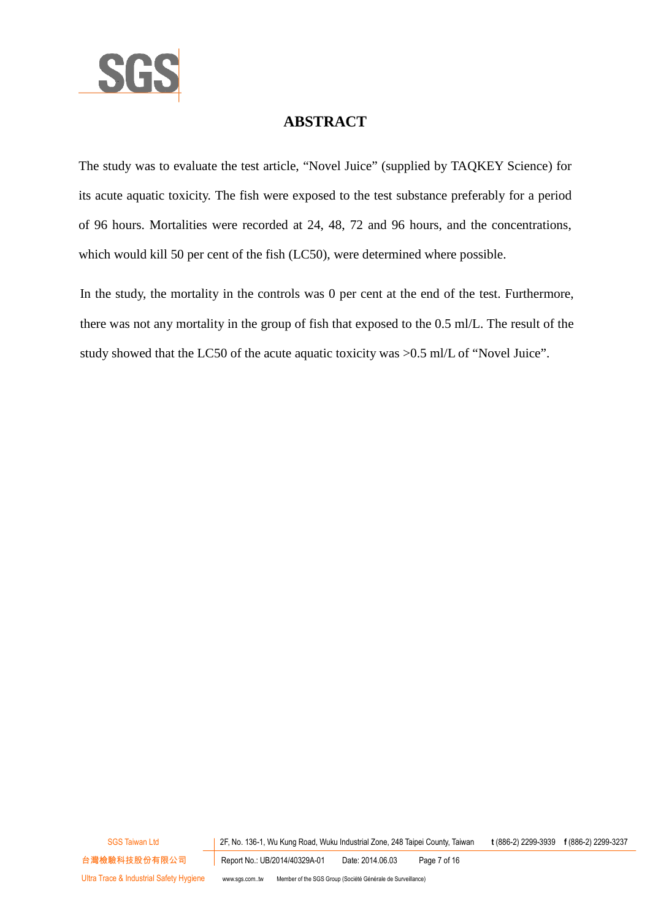# ABSTRACT

The study was to evaluate the test article, “Novel Juice” (supplied by TAQKEY Science) for its acute aquatic toxicity. The fish were exposed to the test substance preferably for a period of 96 hours. Mortalities were recorded at 24, 48, 72 and 96 hours, and the concentrations, which would kill 50 per cent of the fish (LC50), were determined where possible.

In the study, the mortality in the controls was 0 per cent at the end of the test. Furthermore, there was not any mortality in the group of fish that exposed to the 0.5 ml/L. The result of the study showed that the LC50 of the acute aquatic toxicity was >0.5 ml/L of “Novel Juice”.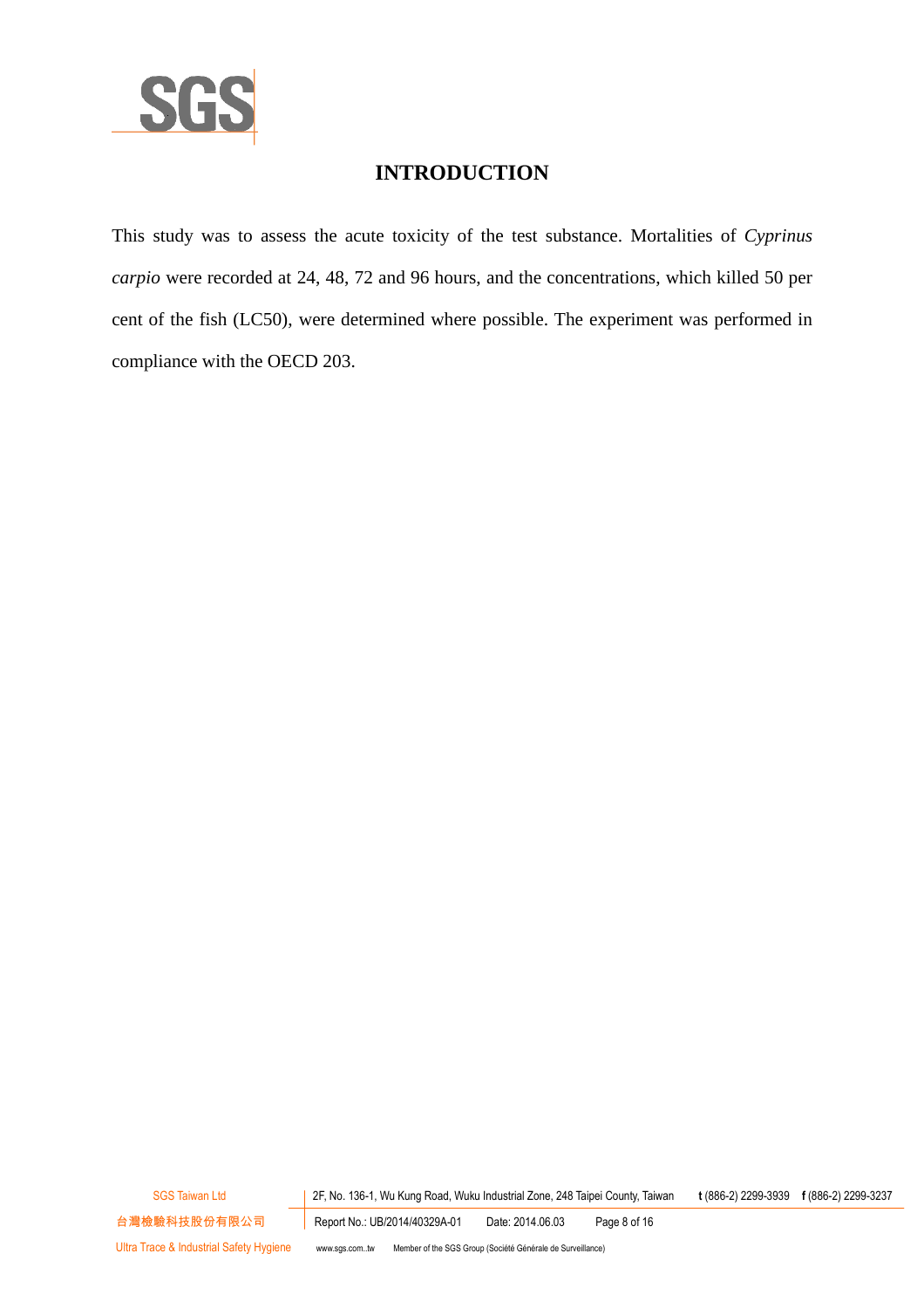# INTRODUCTION

This study was to assess the acute toxicity of the test substance. Mortalities of *Cyprinus carpio* were recorded at 24, 48, 72 and 96 hours, and the concentrations, which killed 50 per cent of the fish (LC50), were determined where possible. The experiment was performed in compliance with the OECD 203.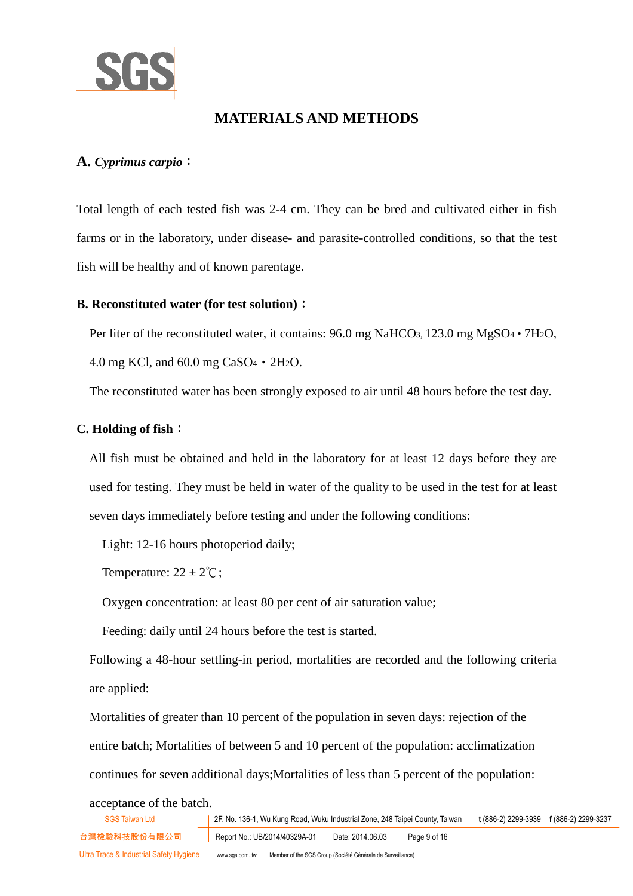# MATERIALS AND METHODS

**A.** ***Cyprimus carpio*****：**

Total length of each tested fish was 2-4 cm. They can be bred and cultivated either in fish farms or in the laboratory, under disease- and parasite-controlled conditions, so that the test fish will be healthy and of known parentage.

**B. Reconstituted water (for test solution)：**

Per liter of the reconstituted water, it contains: 96.0 mg $NaHCO_3$, 123.0 mg $MgSO_4 \cdot 7H_2O$, 4.0 mg KCl, and 60.0 mg $CaSO_4 \cdot 2H_2O$.

The reconstituted water has been strongly exposed to air until 48 hours before the test day.

**C. Holding of fish：**

All fish must be obtained and held in the laboratory for at least 12 days before they are used for testing. They must be held in water of the quality to be used in the test for at least seven days immediately before testing and under the following conditions:

Light: 12-16 hours photoperiod daily;

Temperature: 22 ± 2℃;

Oxygen concentration: at least 80 per cent of air saturation value;

Feeding: daily until 24 hours before the test is started.

Following a 48-hour settling-in period, mortalities are recorded and the following criteria are applied:

Mortalities of greater than 10 percent of the population in seven days: rejection of the entire batch; Mortalities of between 5 and 10 percent of the population: acclimatization continues for seven additional days;Mortalities of less than 5 percent of the population: acceptance of the batch.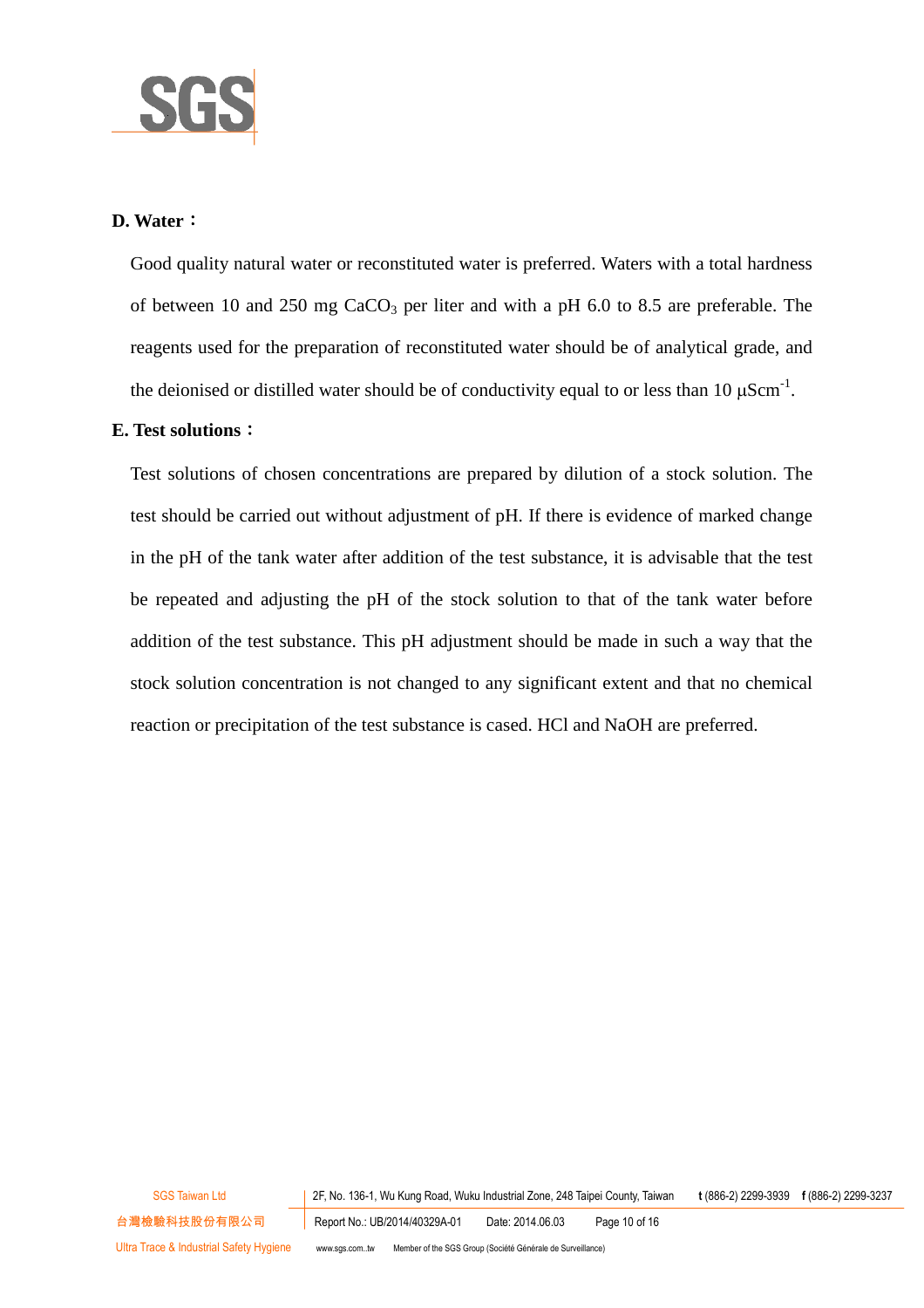**D. Water：**

Good quality natural water or reconstituted water is preferred. Waters with a total hardness of between 10 and 250 mg $CaCO_3$ per liter and with a pH 6.0 to 8.5 are preferable. The reagents used for the preparation of reconstituted water should be of analytical grade, and the deionised or distilled water should be of conductivity equal to or less than 10 $\mu Scm^{-1}$.

**E. Test solutions：**

Test solutions of chosen concentrations are prepared by dilution of a stock solution. The test should be carried out without adjustment of pH. If there is evidence of marked change in the pH of the tank water after addition of the test substance, it is advisable that the test be repeated and adjusting the pH of the stock solution to that of the tank water before addition of the test substance. This pH adjustment should be made in such a way that the stock solution concentration is not changed to any significant extent and that no chemical reaction or precipitation of the test substance is cased. HCl and NaOH are preferred.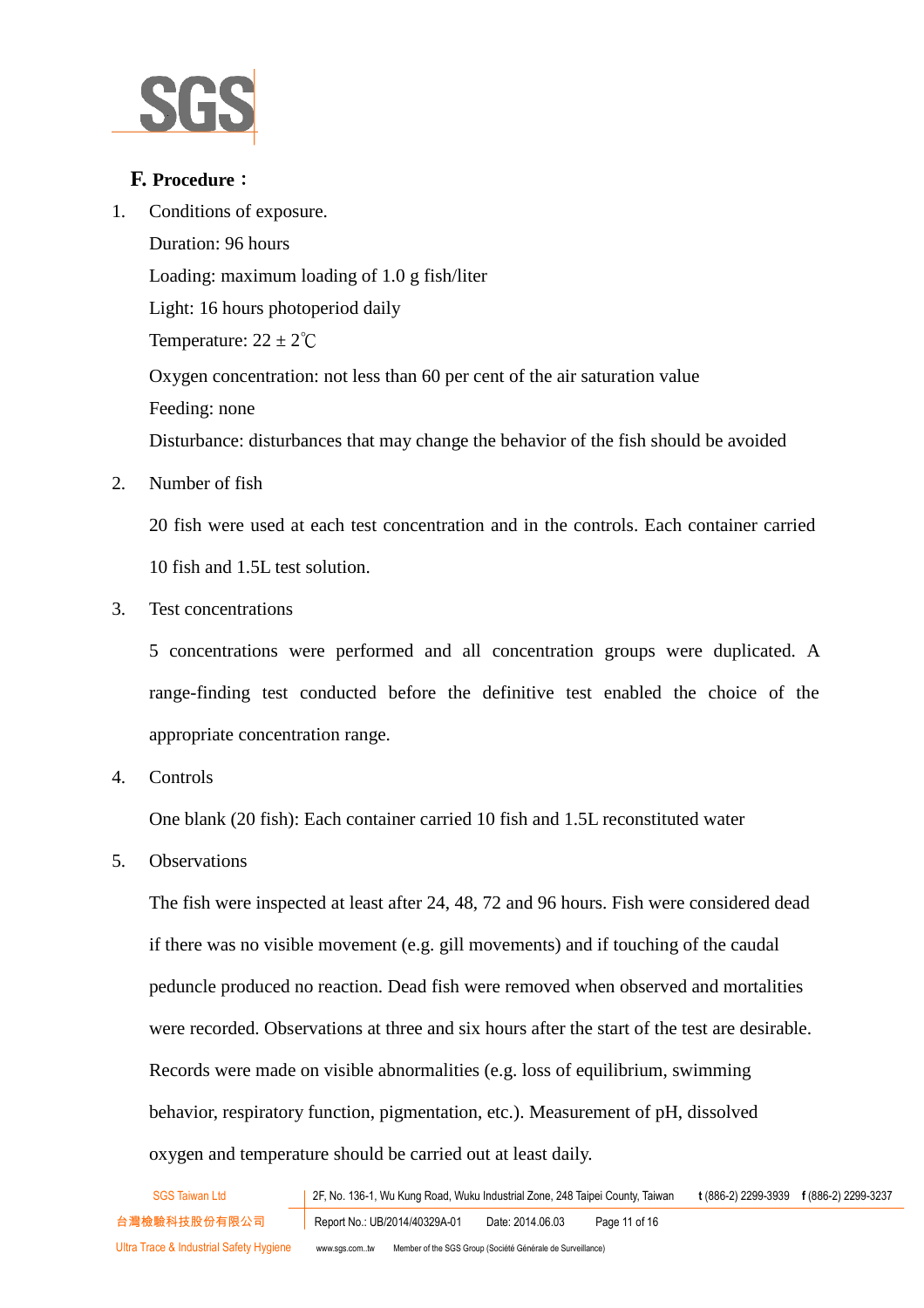## F. Procedure：

1. Conditions of exposure.

   Duration: 96 hours

   Loading: maximum loading of 1.0 g fish/liter

   Light: 16 hours photoperiod daily

   Temperature: 22 ± 2℃

   Oxygen concentration: not less than 60 per cent of the air saturation value

   Feeding: none

   Disturbance: disturbances that may change the behavior of the fish should be avoided

2. Number of fish

   20 fish were used at each test concentration and in the controls. Each container carried 10 fish and 1.5L test solution.

3. Test concentrations

   5 concentrations were performed and all concentration groups were duplicated. A range-finding test conducted before the definitive test enabled the choice of the appropriate concentration range.

4. Controls

   One blank (20 fish): Each container carried 10 fish and 1.5L reconstituted water

5. Observations

   The fish were inspected at least after 24, 48, 72 and 96 hours. Fish were considered dead if there was no visible movement (e.g. gill movements) and if touching of the caudal peduncle produced no reaction. Dead fish were removed when observed and mortalities were recorded. Observations at three and six hours after the start of the test are desirable. Records were made on visible abnormalities (e.g. loss of equilibrium, swimming behavior, respiratory function, pigmentation, etc.). Measurement of pH, dissolved oxygen and temperature should be carried out at least daily.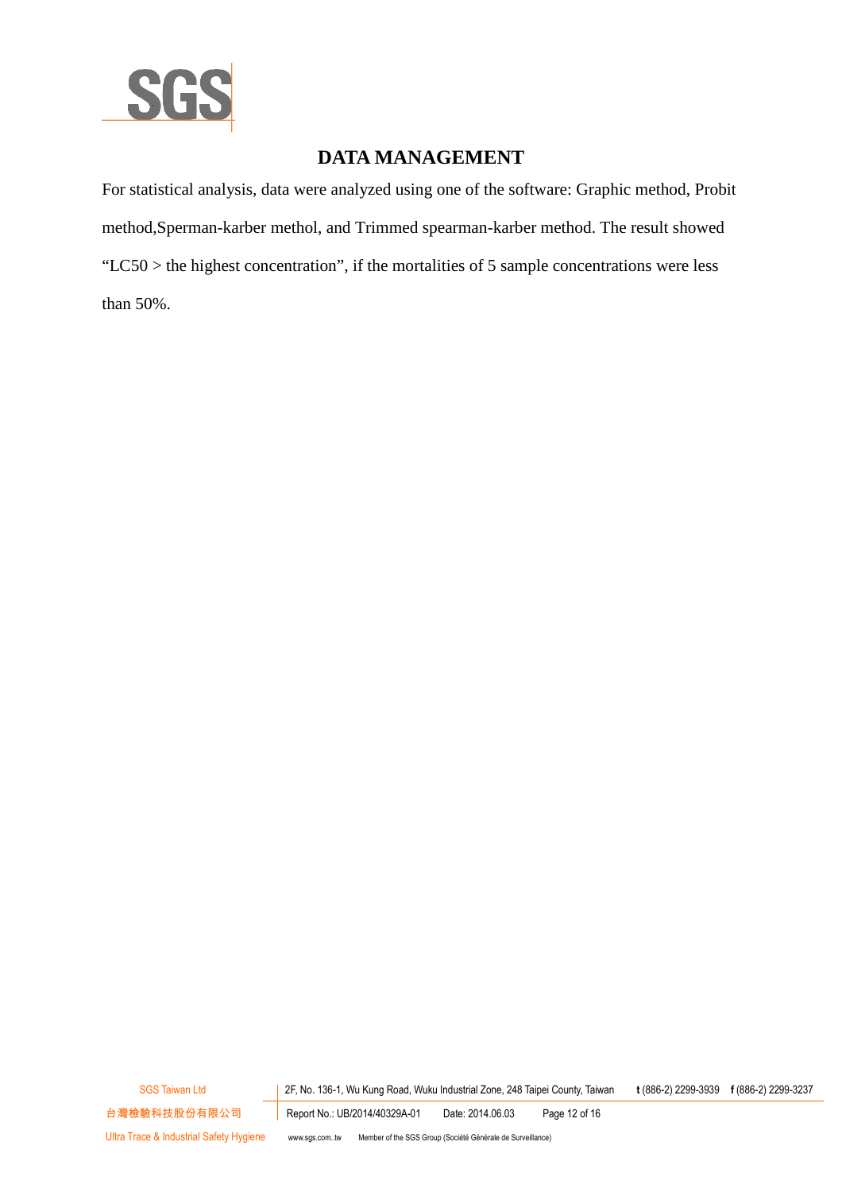# DATA MANAGEMENT

For statistical analysis, data were analyzed using one of the software: Graphic method, Probit method,Sperman-karber methol, and Trimmed spearman-karber method. The result showed “LC50 > the highest concentration”, if the mortalities of 5 sample concentrations were less than 50%.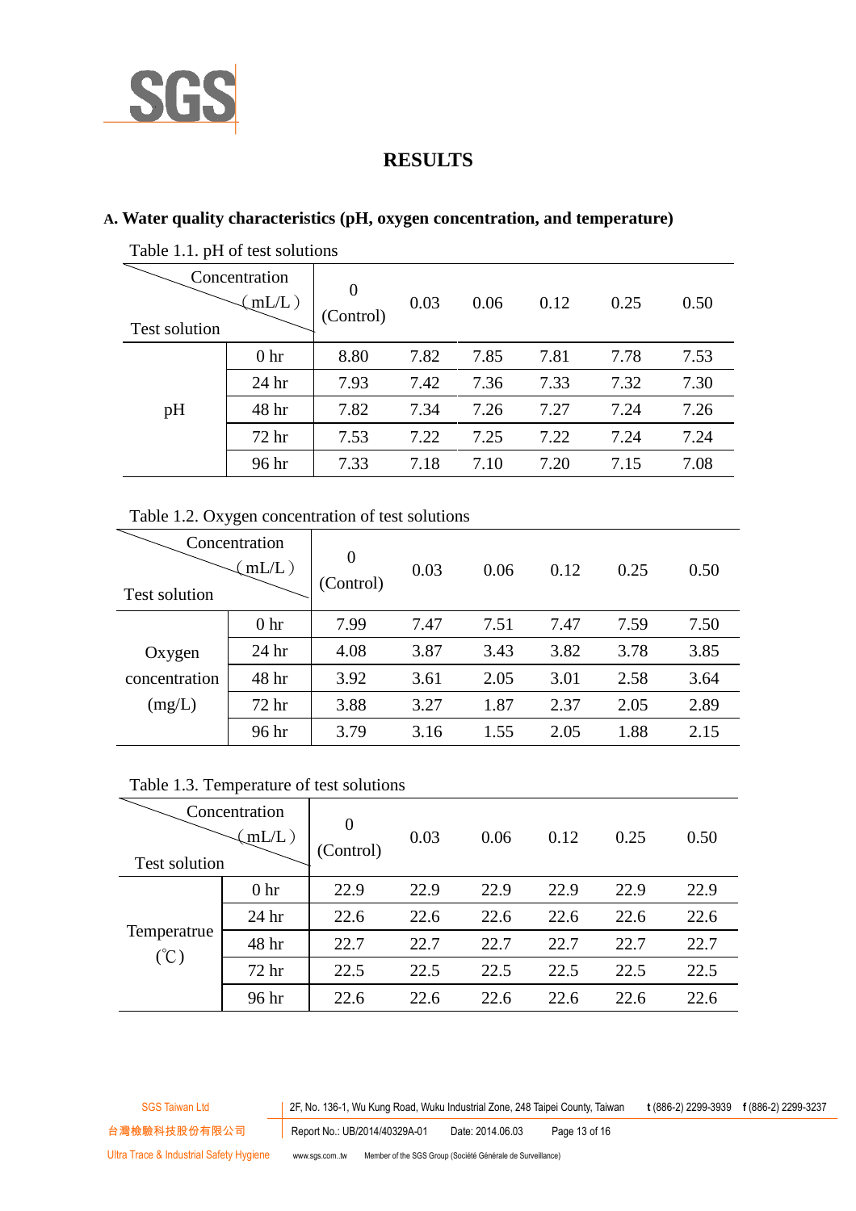## RESULTS

### A. Water quality characteristics (pH, oxygen concentration, and temperature)

Table 1.1. pH of test solutions

| Test solution \ Concentration (mL/L) | | 0 (Control) | 0.03 | 0.06 | 0.12 | 0.25 | 0.50 |
|---|---|---|---|---|---|---|---|
| pH | 0 hr | 8.80 | 7.82 | 7.85 | 7.81 | 7.78 | 7.53 |
| | 24 hr | 7.93 | 7.42 | 7.36 | 7.33 | 7.32 | 7.30 |
| | 48 hr | 7.82 | 7.34 | 7.26 | 7.27 | 7.24 | 7.26 |
| | 72 hr | 7.53 | 7.22 | 7.25 | 7.22 | 7.24 | 7.24 |
| | 96 hr | 7.33 | 7.18 | 7.10 | 7.20 | 7.15 | 7.08 |

Table 1.2. Oxygen concentration of test solutions

| Test solution \ Concentration (mL/L) | | 0 (Control) | 0.03 | 0.06 | 0.12 | 0.25 | 0.50 |
|---|---|---|---|---|---|---|---|
| Oxygen concentration (mg/L) | 0 hr | 7.99 | 7.47 | 7.51 | 7.47 | 7.59 | 7.50 |
| | 24 hr | 4.08 | 3.87 | 3.43 | 3.82 | 3.78 | 3.85 |
| | 48 hr | 3.92 | 3.61 | 2.05 | 3.01 | 2.58 | 3.64 |
| | 72 hr | 3.88 | 3.27 | 1.87 | 2.37 | 2.05 | 2.89 |
| | 96 hr | 3.79 | 3.16 | 1.55 | 2.05 | 1.88 | 2.15 |

Table 1.3. Temperature of test solutions

| Test solution \ Concentration (mL/L) | | 0 (Control) | 0.03 | 0.06 | 0.12 | 0.25 | 0.50 |
|---|---|---|---|---|---|---|---|
| Temperatrue (℃) | 0 hr | 22.9 | 22.9 | 22.9 | 22.9 | 22.9 | 22.9 |
| | 24 hr | 22.6 | 22.6 | 22.6 | 22.6 | 22.6 | 22.6 |
| | 48 hr | 22.7 | 22.7 | 22.7 | 22.7 | 22.7 | 22.7 |
| | 72 hr | 22.5 | 22.5 | 22.5 | 22.5 | 22.5 | 22.5 |
| | 96 hr | 22.6 | 22.6 | 22.6 | 22.6 | 22.6 | 22.6 |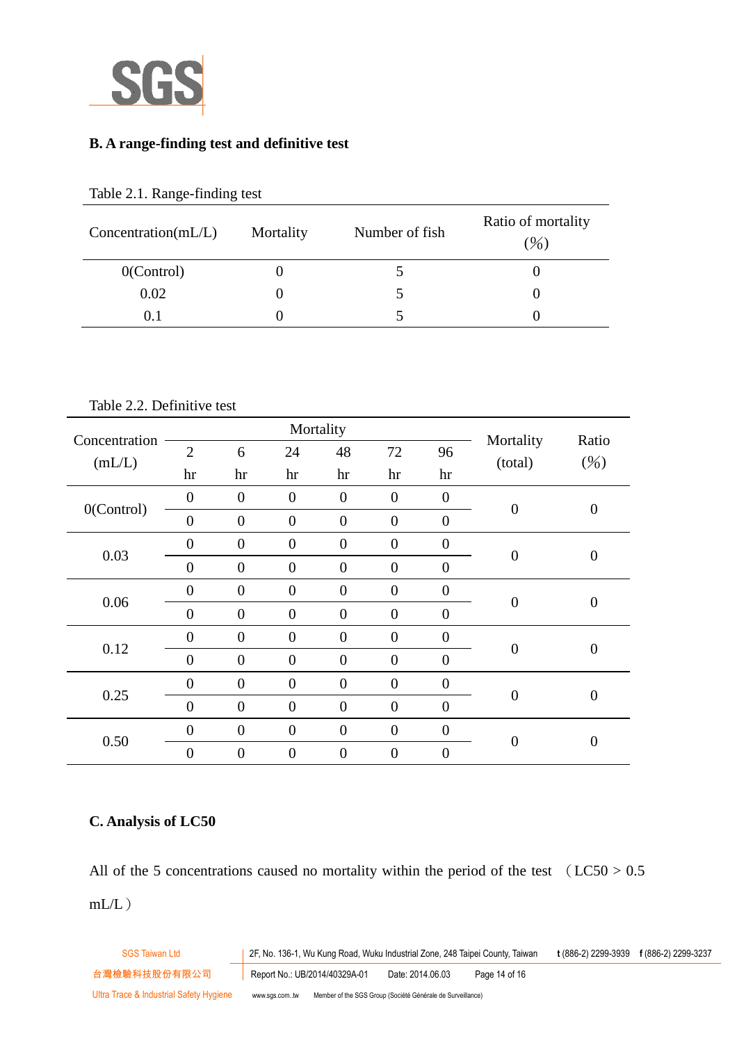## B. A range-finding test and definitive test

Table 2.1. Range-finding test

| Concentration(mL/L) | Mortality | Number of fish | Ratio of mortality (%) |
|---|---|---|---|
| 0(Control) | 0 | 5 | 0 |
| 0.02 | 0 | 5 | 0 |
| 0.1 | 0 | 5 | 0 |

Table 2.2. Definitive test

| Concentration (mL/L) | Mortality | | | | | | Mortality (total) | Ratio (%) |
|---|---|---|---|---|---|---|---|---|
| | 2 hr | 6 hr | 24 hr | 48 hr | 72 hr | 96 hr | | |
| 0(Control) | 0 | 0 | 0 | 0 | 0 | 0 | 0 | 0 |
| | 0 | 0 | 0 | 0 | 0 | 0 | | |
| 0.03 | 0 | 0 | 0 | 0 | 0 | 0 | 0 | 0 |
| | 0 | 0 | 0 | 0 | 0 | 0 | | |
| 0.06 | 0 | 0 | 0 | 0 | 0 | 0 | 0 | 0 |
| | 0 | 0 | 0 | 0 | 0 | 0 | | |
| 0.12 | 0 | 0 | 0 | 0 | 0 | 0 | 0 | 0 |
| | 0 | 0 | 0 | 0 | 0 | 0 | | |
| 0.25 | 0 | 0 | 0 | 0 | 0 | 0 | 0 | 0 |
| | 0 | 0 | 0 | 0 | 0 | 0 | | |
| 0.50 | 0 | 0 | 0 | 0 | 0 | 0 | 0 | 0 |
| | 0 | 0 | 0 | 0 | 0 | 0 | | |

## C. Analysis of LC50

All of the 5 concentrations caused no mortality within the period of the test （LC50 > 0.5 mL/L）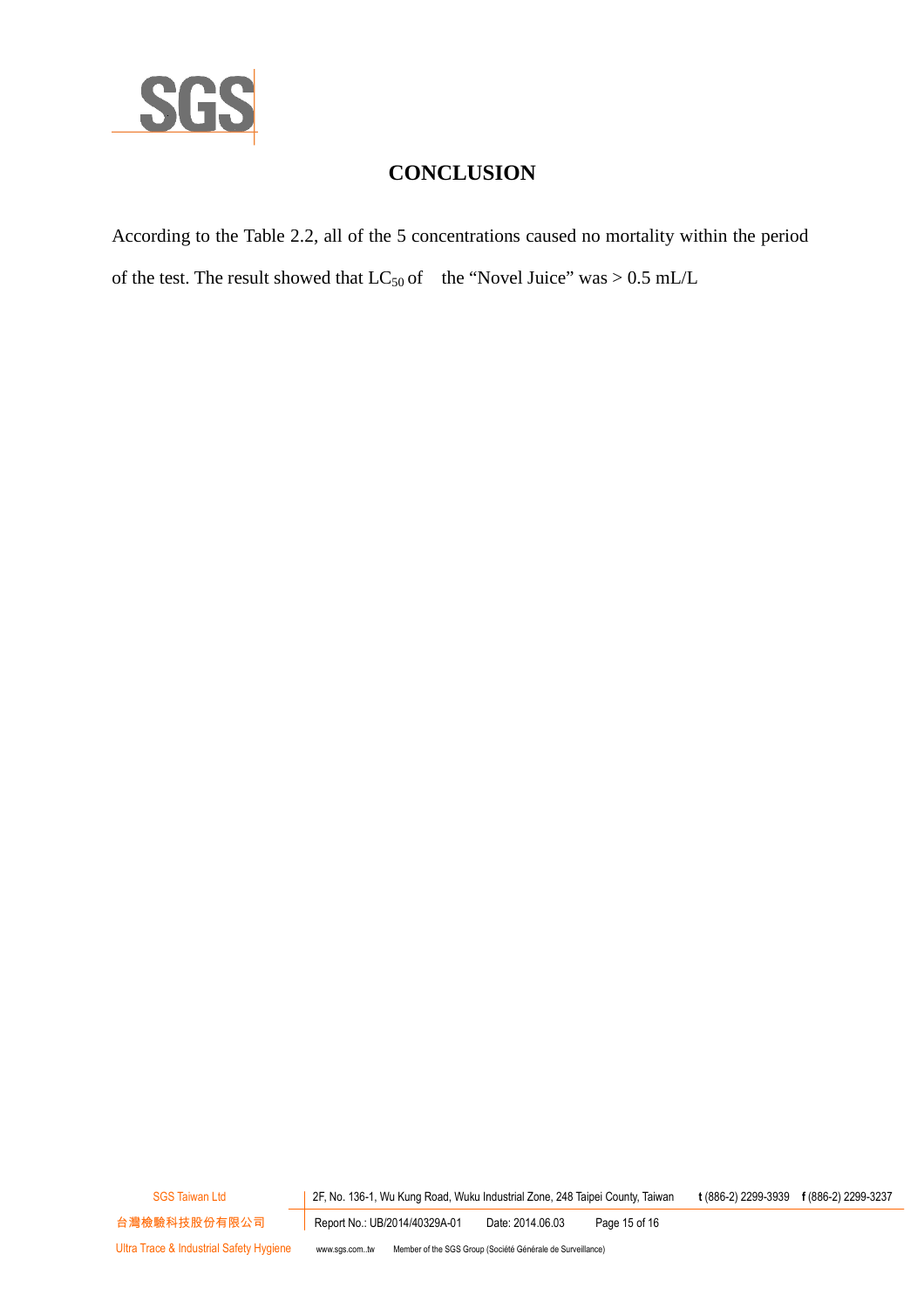# CONCLUSION

According to the Table 2.2, all of the 5 concentrations caused no mortality within the period of the test. The result showed that $LC_{50}$ of the “Novel Juice” was > 0.5 mL/L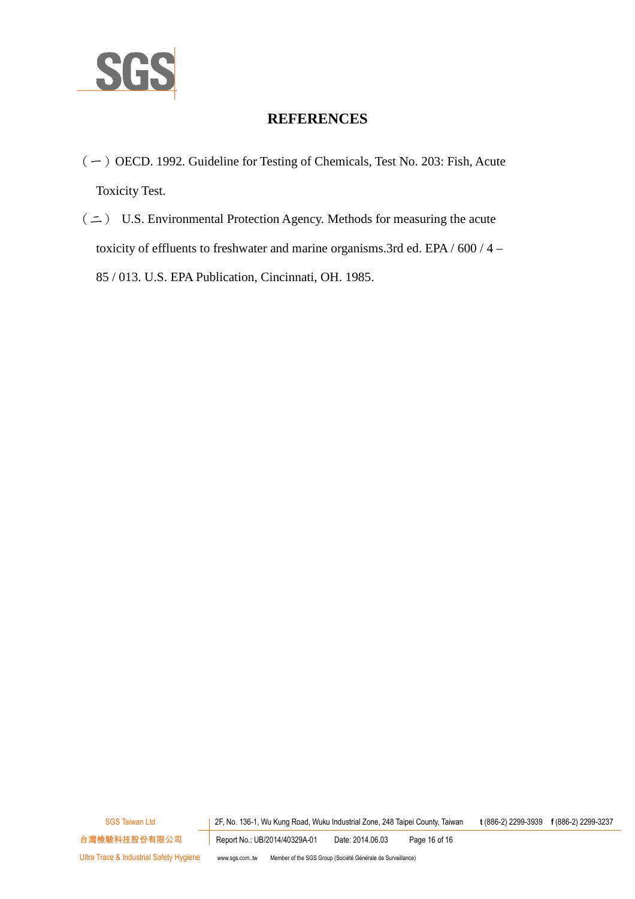# REFERENCES

（一）OECD. 1992. Guideline for Testing of Chemicals, Test No. 203: Fish, Acute Toxicity Test.

（二） U.S. Environmental Protection Agency. Methods for measuring the acute toxicity of effluents to freshwater and marine organisms.3rd ed. EPA / 600 / 4 – 85 / 013. U.S. EPA Publication, Cincinnati, OH. 1985.